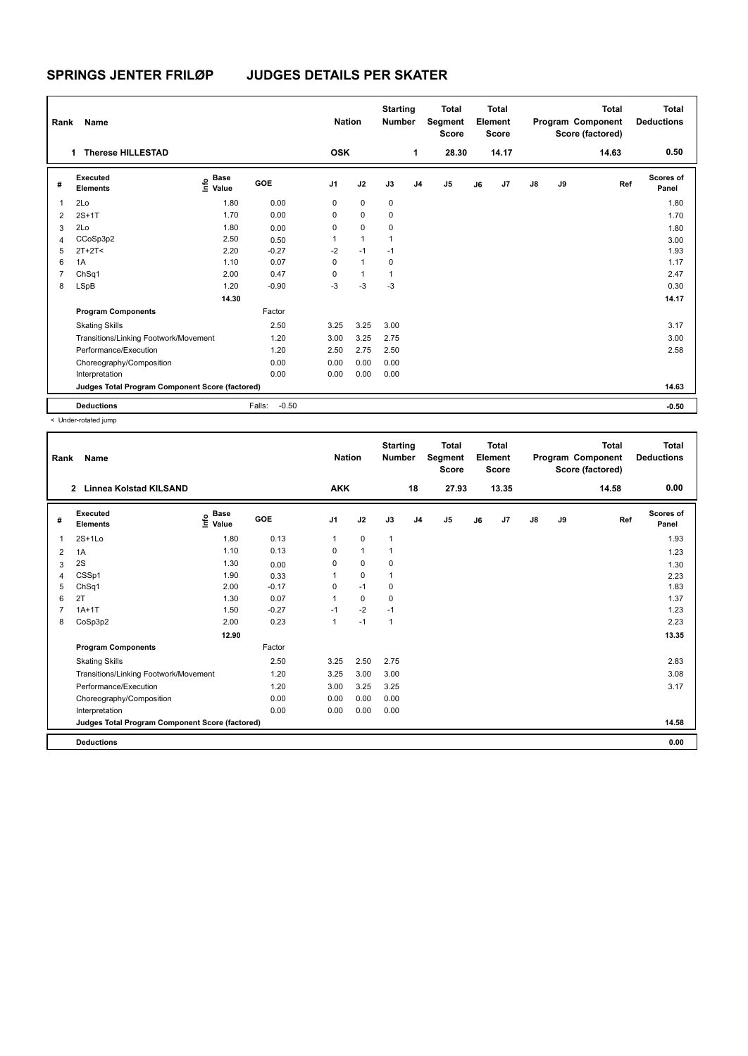# SPRINGS JENTER FRILØP JUDGES DETAILS PER SKATER

| Rank | Name | Nation | Starting Number | Total Segment Score | Total Element Score | Total Program Component Score (factored) | Total Deductions |
|---|---|---|---|---|---|---|---|
| 1 | Therese HILLESTAD | OSK | 1 | 28.30 | 14.17 | 14.63 | 0.50 |

| # | Executed Elements | Info | Base Value | GOE | J1 | J2 | J3 | J4 | J5 | J6 | J7 | J8 | J9 | Ref | Scores of Panel |
|---|---|---|---|---|---|---|---|---|---|---|---|---|---|---|---|
| 1 | 2Lo | | 1.80 | 0.00 | 0 | 0 | 0 | | | | | | | | 1.80 |
| 2 | 2S+1T | | 1.70 | 0.00 | 0 | 0 | 0 | | | | | | | | 1.70 |
| 3 | 2Lo | | 1.80 | 0.00 | 0 | 0 | 0 | | | | | | | | 1.80 |
| 4 | CCoSp3p2 | | 2.50 | 0.50 | 1 | 1 | 1 | | | | | | | | 3.00 |
| 5 | 2T+2T< | | 2.20 | -0.27 | -2 | -1 | -1 | | | | | | | | 1.93 |
| 6 | 1A | | 1.10 | 0.07 | 0 | 1 | 0 | | | | | | | | 1.17 |
| 7 | ChSq1 | | 2.00 | 0.47 | 0 | 1 | 1 | | | | | | | | 2.47 |
| 8 | LSpB | | 1.20 | -0.90 | -3 | -3 | -3 | | | | | | | | 0.30 |
| | | | 14.30 | | | | | | | | | | | | 14.17 |
| | **Program Components** | | | Factor | | | | | | | | | | | |
| | Skating Skills | | | 2.50 | 3.25 | 3.25 | 3.00 | | | | | | | | 3.17 |
| | Transitions/Linking Footwork/Movement | | | 1.20 | 3.00 | 3.25 | 2.75 | | | | | | | | 3.00 |
| | Performance/Execution | | | 1.20 | 2.50 | 2.75 | 2.50 | | | | | | | | 2.58 |
| | Choreography/Composition | | | 0.00 | 0.00 | 0.00 | 0.00 | | | | | | | | |
| | Interpretation | | | 0.00 | 0.00 | 0.00 | 0.00 | | | | | | | | |
| | **Judges Total Program Component Score (factored)** | | | | | | | | | | | | | | 14.63 |
| | **Deductions** | | | Falls: -0.50 | | | | | | | | | | | -0.50 |

< Under-rotated jump

| Rank | Name | Nation | Starting Number | Total Segment Score | Total Element Score | Total Program Component Score (factored) | Total Deductions |
|---|---|---|---|---|---|---|---|
| 2 | Linnea Kolstad KILSAND | AKK | 18 | 27.93 | 13.35 | 14.58 | 0.00 |

| # | Executed Elements | Info | Base Value | GOE | J1 | J2 | J3 | J4 | J5 | J6 | J7 | J8 | J9 | Ref | Scores of Panel |
|---|---|---|---|---|---|---|---|---|---|---|---|---|---|---|---|
| 1 | 2S+1Lo | | 1.80 | 0.13 | 1 | 0 | 1 | | | | | | | | 1.93 |
| 2 | 1A | | 1.10 | 0.13 | 0 | 1 | 1 | | | | | | | | 1.23 |
| 3 | 2S | | 1.30 | 0.00 | 0 | 0 | 0 | | | | | | | | 1.30 |
| 4 | CSSp1 | | 1.90 | 0.33 | 1 | 0 | 1 | | | | | | | | 2.23 |
| 5 | ChSq1 | | 2.00 | -0.17 | 0 | -1 | 0 | | | | | | | | 1.83 |
| 6 | 2T | | 1.30 | 0.07 | 1 | 0 | 0 | | | | | | | | 1.37 |
| 7 | 1A+1T | | 1.50 | -0.27 | -1 | -2 | -1 | | | | | | | | 1.23 |
| 8 | CoSp3p2 | | 2.00 | 0.23 | 1 | -1 | 1 | | | | | | | | 2.23 |
| | | | 12.90 | | | | | | | | | | | | 13.35 |
| | **Program Components** | | | Factor | | | | | | | | | | | |
| | Skating Skills | | | 2.50 | 3.25 | 2.50 | 2.75 | | | | | | | | 2.83 |
| | Transitions/Linking Footwork/Movement | | | 1.20 | 3.25 | 3.00 | 3.00 | | | | | | | | 3.08 |
| | Performance/Execution | | | 1.20 | 3.00 | 3.25 | 3.25 | | | | | | | | 3.17 |
| | Choreography/Composition | | | 0.00 | 0.00 | 0.00 | 0.00 | | | | | | | | |
| | Interpretation | | | 0.00 | 0.00 | 0.00 | 0.00 | | | | | | | | |
| | **Judges Total Program Component Score (factored)** | | | | | | | | | | | | | | 14.58 |
| | **Deductions** | | | | | | | | | | | | | | 0.00 |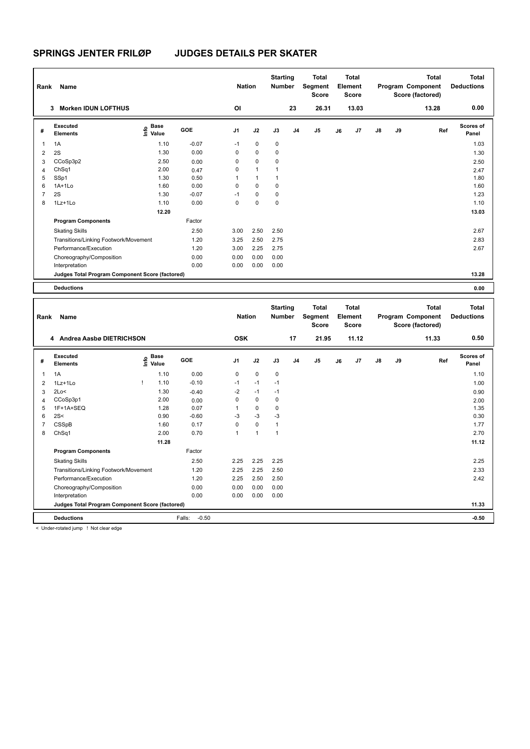# SPRINGS JENTER FRILØP JUDGES DETAILS PER SKATER

| Rank | Name | Nation | Starting Number | Total Segment Score | Total Element Score | Total Program Component Score (factored) | Total Deductions |
|---|---|---|---|---|---|---|---|
| 3 | Morken IDUN LOFTHUS | OI | 23 | 26.31 | 13.03 | 13.28 | 0.00 |

| # | Executed Elements | Info | Base Value | GOE | J1 | J2 | J3 | J4 | J5 | J6 | J7 | J8 | J9 | Ref | Scores of Panel |
|---|---|---|---|---|---|---|---|---|---|---|---|---|---|---|---|
| 1 | 1A | | 1.10 | -0.07 | -1 | 0 | 0 | | | | | | | | 1.03 |
| 2 | 2S | | 1.30 | 0.00 | 0 | 0 | 0 | | | | | | | | 1.30 |
| 3 | CCoSp3p2 | | 2.50 | 0.00 | 0 | 0 | 0 | | | | | | | | 2.50 |
| 4 | ChSq1 | | 2.00 | 0.47 | 0 | 1 | 1 | | | | | | | | 2.47 |
| 5 | SSp1 | | 1.30 | 0.50 | 1 | 1 | 1 | | | | | | | | 1.80 |
| 6 | 1A+1Lo | | 1.60 | 0.00 | 0 | 0 | 0 | | | | | | | | 1.60 |
| 7 | 2S | | 1.30 | -0.07 | -1 | 0 | 0 | | | | | | | | 1.23 |
| 8 | 1Lz+1Lo | | 1.10 | 0.00 | 0 | 0 | 0 | | | | | | | | 1.10 |
| | | | 12.20 | | | | | | | | | | | | 13.03 |

| Program Components | Factor | J1 | J2 | J3 | Scores of Panel |
|---|---|---|---|---|---|
| Skating Skills | 2.50 | 3.00 | 2.50 | 2.50 | 2.67 |
| Transitions/Linking Footwork/Movement | 1.20 | 3.25 | 2.50 | 2.75 | 2.83 |
| Performance/Execution | 1.20 | 3.00 | 2.25 | 2.75 | 2.67 |
| Choreography/Composition | 0.00 | 0.00 | 0.00 | 0.00 | |
| Interpretation | 0.00 | 0.00 | 0.00 | 0.00 | |
| Judges Total Program Component Score (factored) | | | | | 13.28 |

**Deductions** 0.00

| Rank | Name | Nation | Starting Number | Total Segment Score | Total Element Score | Total Program Component Score (factored) | Total Deductions |
|---|---|---|---|---|---|---|---|
| 4 | Andrea Aasbø DIETRICHSON | OSK | 17 | 21.95 | 11.12 | 11.33 | 0.50 |

| # | Executed Elements | Info | Base Value | GOE | J1 | J2 | J3 | J4 | J5 | J6 | J7 | J8 | J9 | Ref | Scores of Panel |
|---|---|---|---|---|---|---|---|---|---|---|---|---|---|---|---|
| 1 | 1A | | 1.10 | 0.00 | 0 | 0 | 0 | | | | | | | | 1.10 |
| 2 | 1Lz+1Lo | ! | 1.10 | -0.10 | -1 | -1 | -1 | | | | | | | | 1.00 |
| 3 | 2Lo< | | 1.30 | -0.40 | -2 | -1 | -1 | | | | | | | | 0.90 |
| 4 | CCoSp3p1 | | 2.00 | 0.00 | 0 | 0 | 0 | | | | | | | | 2.00 |
| 5 | 1F+1A+SEQ | | 1.28 | 0.07 | 1 | 0 | 0 | | | | | | | | 1.35 |
| 6 | 2S< | | 0.90 | -0.60 | -3 | -3 | -3 | | | | | | | | 0.30 |
| 7 | CSSpB | | 1.60 | 0.17 | 0 | 0 | 1 | | | | | | | | 1.77 |
| 8 | ChSq1 | | 2.00 | 0.70 | 1 | 1 | 1 | | | | | | | | 2.70 |
| | | | 11.28 | | | | | | | | | | | | 11.12 |

| Program Components | Factor | J1 | J2 | J3 | Scores of Panel |
|---|---|---|---|---|---|
| Skating Skills | 2.50 | 2.25 | 2.25 | 2.25 | 2.25 |
| Transitions/Linking Footwork/Movement | 1.20 | 2.25 | 2.25 | 2.50 | 2.33 |
| Performance/Execution | 1.20 | 2.25 | 2.50 | 2.50 | 2.42 |
| Choreography/Composition | 0.00 | 0.00 | 0.00 | 0.00 | |
| Interpretation | 0.00 | 0.00 | 0.00 | 0.00 | |
| Judges Total Program Component Score (factored) | | | | | 11.33 |

**Deductions** Falls: -0.50 -0.50

< Under-rotated jump ! Not clear edge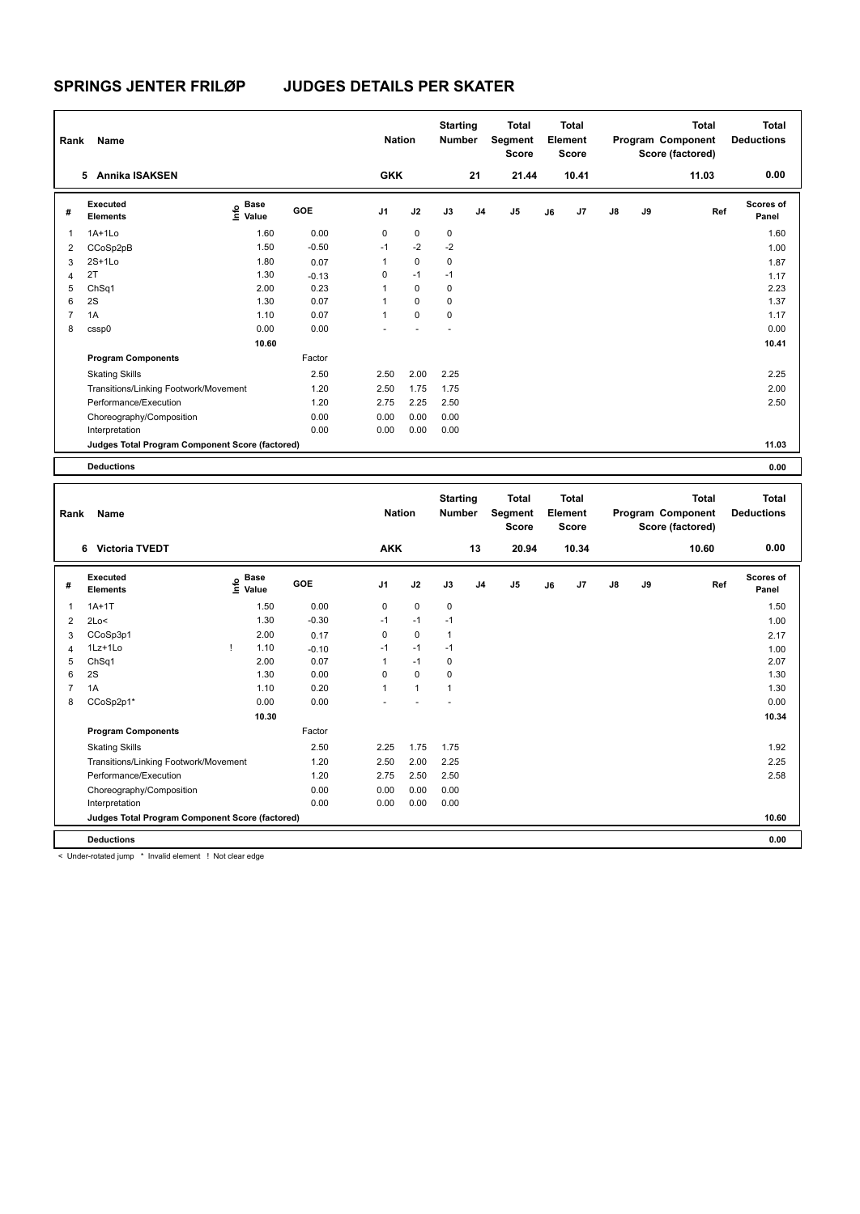# SPRINGS JENTER FRILØP JUDGES DETAILS PER SKATER

| Rank | Name | Nation | Starting Number | Total Segment Score | Total Element Score | Total Program Component Score (factored) | Total Deductions |
|---|---|---|---|---|---|---|---|
| 5 | Annika ISAKSEN | GKK | 21 | 21.44 | 10.41 | 11.03 | 0.00 |

| # | Executed Elements | Info | Base Value | GOE | J1 | J2 | J3 | J4 | J5 | J6 | J7 | J8 | J9 | Ref | Scores of Panel |
|---|---|---|---|---|---|---|---|---|---|---|---|---|---|---|---|
| 1 | 1A+1Lo | | 1.60 | 0.00 | 0 | 0 | 0 | | | | | | | | 1.60 |
| 2 | CCoSp2pB | | 1.50 | -0.50 | -1 | -2 | -2 | | | | | | | | 1.00 |
| 3 | 2S+1Lo | | 1.80 | 0.07 | 1 | 0 | 0 | | | | | | | | 1.87 |
| 4 | 2T | | 1.30 | -0.13 | 0 | -1 | -1 | | | | | | | | 1.17 |
| 5 | ChSq1 | | 2.00 | 0.23 | 1 | 0 | 0 | | | | | | | | 2.23 |
| 6 | 2S | | 1.30 | 0.07 | 1 | 0 | 0 | | | | | | | | 1.37 |
| 7 | 1A | | 1.10 | 0.07 | 1 | 0 | 0 | | | | | | | | 1.17 |
| 8 | cssp0 | | 0.00 | 0.00 | - | - | - | | | | | | | | 0.00 |
| | | | 10.60 | | | | | | | | | | | | 10.41 |

| Program Components | Factor | J1 | J2 | J3 | Scores of Panel |
|---|---|---|---|---|---|
| Skating Skills | 2.50 | 2.50 | 2.00 | 2.25 | 2.25 |
| Transitions/Linking Footwork/Movement | 1.20 | 2.50 | 1.75 | 1.75 | 2.00 |
| Performance/Execution | 1.20 | 2.75 | 2.25 | 2.50 | 2.50 |
| Choreography/Composition | 0.00 | 0.00 | 0.00 | 0.00 | |
| Interpretation | 0.00 | 0.00 | 0.00 | 0.00 | |
| Judges Total Program Component Score (factored) | | | | | 11.03 |

**Deductions** 0.00

| Rank | Name | Nation | Starting Number | Total Segment Score | Total Element Score | Total Program Component Score (factored) | Total Deductions |
|---|---|---|---|---|---|---|---|
| 6 | Victoria TVEDT | AKK | 13 | 20.94 | 10.34 | 10.60 | 0.00 |

| # | Executed Elements | Info | Base Value | GOE | J1 | J2 | J3 | J4 | J5 | J6 | J7 | J8 | J9 | Ref | Scores of Panel |
|---|---|---|---|---|---|---|---|---|---|---|---|---|---|---|---|
| 1 | 1A+1T | | 1.50 | 0.00 | 0 | 0 | 0 | | | | | | | | 1.50 |
| 2 | 2Lo< | | 1.30 | -0.30 | -1 | -1 | -1 | | | | | | | | 1.00 |
| 3 | CCoSp3p1 | | 2.00 | 0.17 | 0 | 0 | 1 | | | | | | | | 2.17 |
| 4 | 1Lz+1Lo | ! | 1.10 | -0.10 | -1 | -1 | -1 | | | | | | | | 1.00 |
| 5 | ChSq1 | | 2.00 | 0.07 | 1 | -1 | 0 | | | | | | | | 2.07 |
| 6 | 2S | | 1.30 | 0.00 | 0 | 0 | 0 | | | | | | | | 1.30 |
| 7 | 1A | | 1.10 | 0.20 | 1 | 1 | 1 | | | | | | | | 1.30 |
| 8 | CCoSp2p1* | | 0.00 | 0.00 | - | - | - | | | | | | | | 0.00 |
| | | | 10.30 | | | | | | | | | | | | 10.34 |

| Program Components | Factor | J1 | J2 | J3 | Scores of Panel |
|---|---|---|---|---|---|
| Skating Skills | 2.50 | 2.25 | 1.75 | 1.75 | 1.92 |
| Transitions/Linking Footwork/Movement | 1.20 | 2.50 | 2.00 | 2.25 | 2.25 |
| Performance/Execution | 1.20 | 2.75 | 2.50 | 2.50 | 2.58 |
| Choreography/Composition | 0.00 | 0.00 | 0.00 | 0.00 | |
| Interpretation | 0.00 | 0.00 | 0.00 | 0.00 | |
| Judges Total Program Component Score (factored) | | | | | 10.60 |

**Deductions** 0.00

< Under-rotated jump * Invalid element ! Not clear edge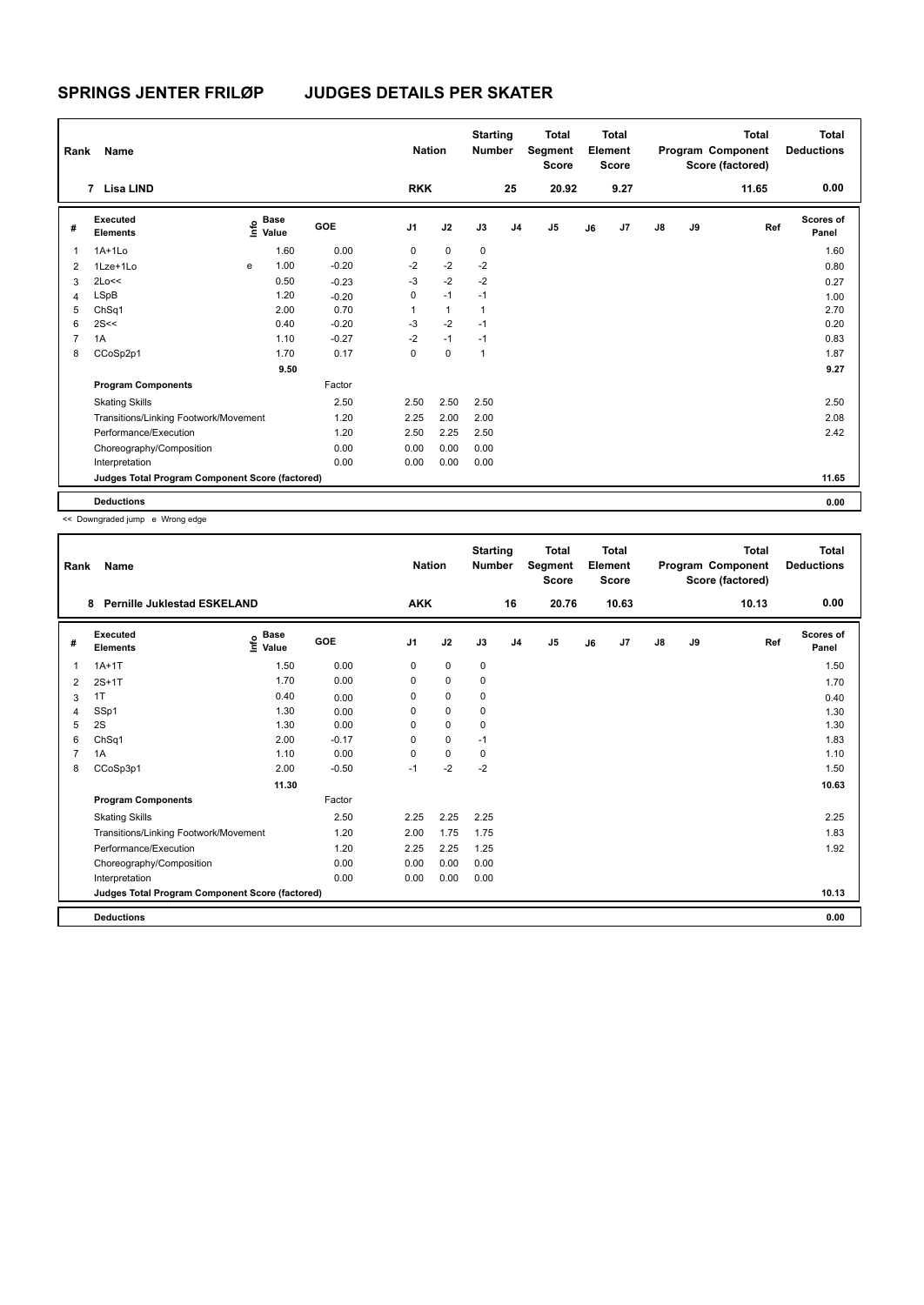## SPRINGS JENTER FRILØP JUDGES DETAILS PER SKATER

| Rank | Name | Nation | Starting Number | Total Segment Score | Total Element Score | Total Program Component Score (factored) | Total Deductions |
|---|---|---|---|---|---|---|---|
| 7 | Lisa LIND | RKK | 25 | 20.92 | 9.27 | 11.65 | 0.00 |

| # | Executed Elements | Info | Base Value | GOE | J1 | J2 | J3 | J4 | J5 | J6 | J7 | J8 | J9 | Ref | Scores of Panel |
|---|---|---|---|---|---|---|---|---|---|---|---|---|---|---|---|
| 1 | 1A+1Lo | | 1.60 | 0.00 | 0 | 0 | 0 | | | | | | | | 1.60 |
| 2 | 1Lze+1Lo | e | 1.00 | -0.20 | -2 | -2 | -2 | | | | | | | | 0.80 |
| 3 | 2Lo<< | | 0.50 | -0.23 | -3 | -2 | -2 | | | | | | | | 0.27 |
| 4 | LSpB | | 1.20 | -0.20 | 0 | -1 | -1 | | | | | | | | 1.00 |
| 5 | ChSq1 | | 2.00 | 0.70 | 1 | 1 | 1 | | | | | | | | 2.70 |
| 6 | 2S<< | | 0.40 | -0.20 | -3 | -2 | -1 | | | | | | | | 0.20 |
| 7 | 1A | | 1.10 | -0.27 | -2 | -1 | -1 | | | | | | | | 0.83 |
| 8 | CCoSp2p1 | | 1.70 | 0.17 | 0 | 0 | 1 | | | | | | | | 1.87 |
| | | | 9.50 | | | | | | | | | | | | 9.27 |
| | **Program Components** | | | Factor | | | | | | | | | | | |
| | Skating Skills | | | 2.50 | 2.50 | 2.50 | 2.50 | | | | | | | | 2.50 |
| | Transitions/Linking Footwork/Movement | | | 1.20 | 2.25 | 2.00 | 2.00 | | | | | | | | 2.08 |
| | Performance/Execution | | | 1.20 | 2.50 | 2.25 | 2.50 | | | | | | | | 2.42 |
| | Choreography/Composition | | | 0.00 | 0.00 | 0.00 | 0.00 | | | | | | | | |
| | Interpretation | | | 0.00 | 0.00 | 0.00 | 0.00 | | | | | | | | |
| | **Judges Total Program Component Score (factored)** | | | | | | | | | | | | | | 11.65 |
| | **Deductions** | | | | | | | | | | | | | | 0.00 |

<< Downgraded jump e Wrong edge

| Rank | Name | Nation | Starting Number | Total Segment Score | Total Element Score | Total Program Component Score (factored) | Total Deductions |
|---|---|---|---|---|---|---|---|
| 8 | Pernille Juklestad ESKELAND | AKK | 16 | 20.76 | 10.63 | 10.13 | 0.00 |

| # | Executed Elements | Info | Base Value | GOE | J1 | J2 | J3 | J4 | J5 | J6 | J7 | J8 | J9 | Ref | Scores of Panel |
|---|---|---|---|---|---|---|---|---|---|---|---|---|---|---|---|
| 1 | 1A+1T | | 1.50 | 0.00 | 0 | 0 | 0 | | | | | | | | 1.50 |
| 2 | 2S+1T | | 1.70 | 0.00 | 0 | 0 | 0 | | | | | | | | 1.70 |
| 3 | 1T | | 0.40 | 0.00 | 0 | 0 | 0 | | | | | | | | 0.40 |
| 4 | SSp1 | | 1.30 | 0.00 | 0 | 0 | 0 | | | | | | | | 1.30 |
| 5 | 2S | | 1.30 | 0.00 | 0 | 0 | 0 | | | | | | | | 1.30 |
| 6 | ChSq1 | | 2.00 | -0.17 | 0 | 0 | -1 | | | | | | | | 1.83 |
| 7 | 1A | | 1.10 | 0.00 | 0 | 0 | 0 | | | | | | | | 1.10 |
| 8 | CCoSp3p1 | | 2.00 | -0.50 | -1 | -2 | -2 | | | | | | | | 1.50 |
| | | | 11.30 | | | | | | | | | | | | 10.63 |
| | **Program Components** | | | Factor | | | | | | | | | | | |
| | Skating Skills | | | 2.50 | 2.25 | 2.25 | 2.25 | | | | | | | | 2.25 |
| | Transitions/Linking Footwork/Movement | | | 1.20 | 2.00 | 1.75 | 1.75 | | | | | | | | 1.83 |
| | Performance/Execution | | | 1.20 | 2.25 | 2.25 | 1.25 | | | | | | | | 1.92 |
| | Choreography/Composition | | | 0.00 | 0.00 | 0.00 | 0.00 | | | | | | | | |
| | Interpretation | | | 0.00 | 0.00 | 0.00 | 0.00 | | | | | | | | |
| | **Judges Total Program Component Score (factored)** | | | | | | | | | | | | | | 10.13 |
| | **Deductions** | | | | | | | | | | | | | | 0.00 |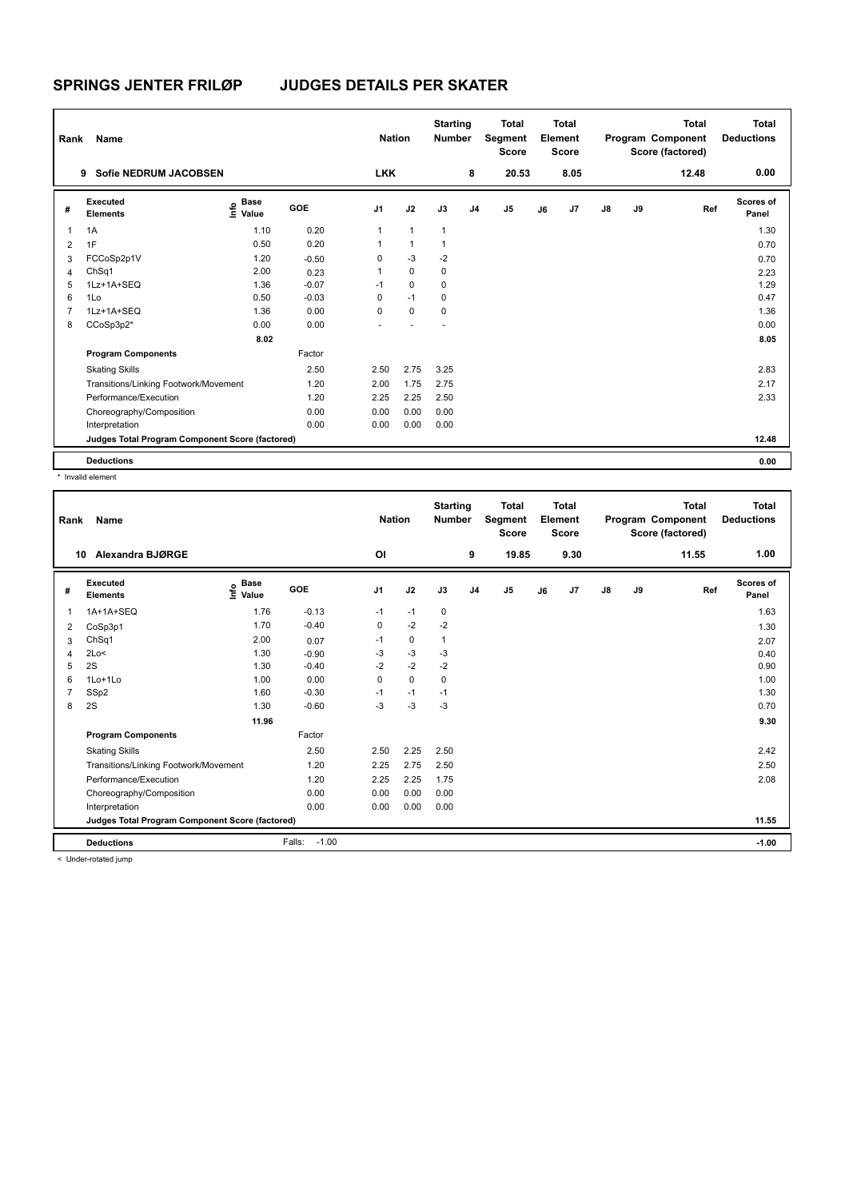# SPRINGS JENTER FRILØP JUDGES DETAILS PER SKATER

| Rank | Name | Nation | Starting Number | Total Segment Score | Total Element Score | Total Program Component Score (factored) | Total Deductions |
|---|---|---|---|---|---|---|---|
| 9 | Sofie NEDRUM JACOBSEN | LKK | 8 | 20.53 | 8.05 | 12.48 | 0.00 |

| # | Executed Elements | Info | Base Value | GOE | J1 | J2 | J3 | J4 | J5 | J6 | J7 | J8 | J9 | Ref | Scores of Panel |
|---|---|---|---|---|---|---|---|---|---|---|---|---|---|---|---|
| 1 | 1A | | 1.10 | 0.20 | 1 | 1 | 1 | | | | | | | | 1.30 |
| 2 | 1F | | 0.50 | 0.20 | 1 | 1 | 1 | | | | | | | | 0.70 |
| 3 | FCCoSp2p1V | | 1.20 | -0.50 | 0 | -3 | -2 | | | | | | | | 0.70 |
| 4 | ChSq1 | | 2.00 | 0.23 | 1 | 0 | 0 | | | | | | | | 2.23 |
| 5 | 1Lz+1A+SEQ | | 1.36 | -0.07 | -1 | 0 | 0 | | | | | | | | 1.29 |
| 6 | 1Lo | | 0.50 | -0.03 | 0 | -1 | 0 | | | | | | | | 0.47 |
| 7 | 1Lz+1A+SEQ | | 1.36 | 0.00 | 0 | 0 | 0 | | | | | | | | 1.36 |
| 8 | CCoSp3p2* | | 0.00 | 0.00 | - | - | - | | | | | | | | 0.00 |
| | | | 8.02 | | | | | | | | | | | | 8.05 |
| | **Program Components** | | | Factor | | | | | | | | | | | |
| | Skating Skills | | | 2.50 | 2.50 | 2.75 | 3.25 | | | | | | | | 2.83 |
| | Transitions/Linking Footwork/Movement | | | 1.20 | 2.00 | 1.75 | 2.75 | | | | | | | | 2.17 |
| | Performance/Execution | | | 1.20 | 2.25 | 2.25 | 2.50 | | | | | | | | 2.33 |
| | Choreography/Composition | | | 0.00 | 0.00 | 0.00 | 0.00 | | | | | | | | |
| | Interpretation | | | 0.00 | 0.00 | 0.00 | 0.00 | | | | | | | | |
| | **Judges Total Program Component Score (factored)** | | | | | | | | | | | | | | 12.48 |
| | **Deductions** | | | | | | | | | | | | | | 0.00 |

\* Invalid element

| Rank | Name | Nation | Starting Number | Total Segment Score | Total Element Score | Total Program Component Score (factored) | Total Deductions |
|---|---|---|---|---|---|---|---|
| 10 | Alexandra BJØRGE | OI | 9 | 19.85 | 9.30 | 11.55 | 1.00 |

| # | Executed Elements | Info | Base Value | GOE | J1 | J2 | J3 | J4 | J5 | J6 | J7 | J8 | J9 | Ref | Scores of Panel |
|---|---|---|---|---|---|---|---|---|---|---|---|---|---|---|---|
| 1 | 1A+1A+SEQ | | 1.76 | -0.13 | -1 | -1 | 0 | | | | | | | | 1.63 |
| 2 | CoSp3p1 | | 1.70 | -0.40 | 0 | -2 | -2 | | | | | | | | 1.30 |
| 3 | ChSq1 | | 2.00 | 0.07 | -1 | 0 | 1 | | | | | | | | 2.07 |
| 4 | 2Lo< | | 1.30 | -0.90 | -3 | -3 | -3 | | | | | | | | 0.40 |
| 5 | 2S | | 1.30 | -0.40 | -2 | -2 | -2 | | | | | | | | 0.90 |
| 6 | 1Lo+1Lo | | 1.00 | 0.00 | 0 | 0 | 0 | | | | | | | | 1.00 |
| 7 | SSp2 | | 1.60 | -0.30 | -1 | -1 | -1 | | | | | | | | 1.30 |
| 8 | 2S | | 1.30 | -0.60 | -3 | -3 | -3 | | | | | | | | 0.70 |
| | | | 11.96 | | | | | | | | | | | | 9.30 |
| | **Program Components** | | | Factor | | | | | | | | | | | |
| | Skating Skills | | | 2.50 | 2.50 | 2.25 | 2.50 | | | | | | | | 2.42 |
| | Transitions/Linking Footwork/Movement | | | 1.20 | 2.25 | 2.75 | 2.50 | | | | | | | | 2.50 |
| | Performance/Execution | | | 1.20 | 2.25 | 2.25 | 1.75 | | | | | | | | 2.08 |
| | Choreography/Composition | | | 0.00 | 0.00 | 0.00 | 0.00 | | | | | | | | |
| | Interpretation | | | 0.00 | 0.00 | 0.00 | 0.00 | | | | | | | | |
| | **Judges Total Program Component Score (factored)** | | | | | | | | | | | | | | 11.55 |
| | **Deductions** | | Falls: | -1.00 | | | | | | | | | | | -1.00 |

< Under-rotated jump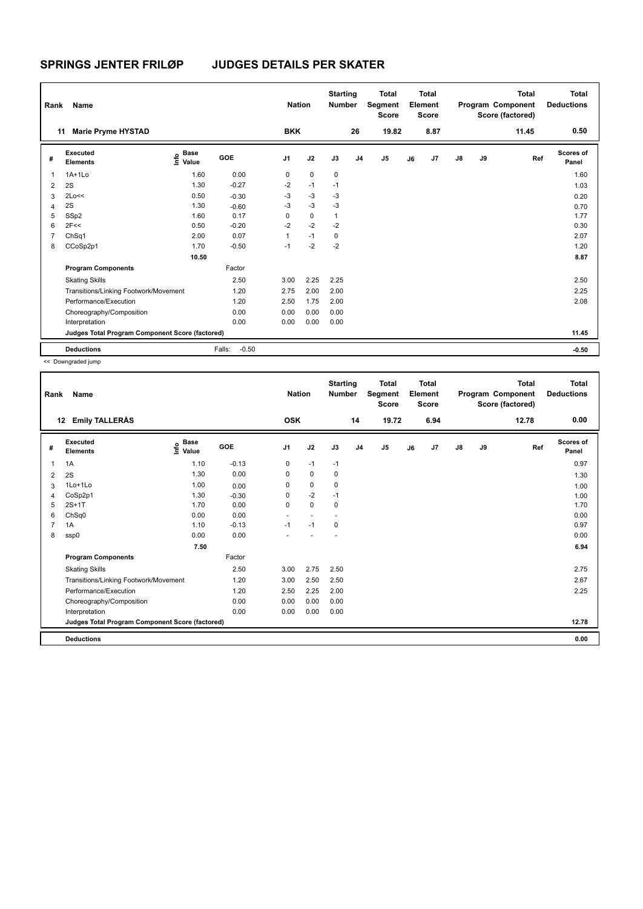# SPRINGS JENTER FRILØP JUDGES DETAILS PER SKATER

| Rank | Name | Nation | Starting Number | Total Segment Score | Total Element Score | Total Program Component Score (factored) | Total Deductions |
|---|---|---|---|---|---|---|---|
| 11 | Marie Pryme HYSTAD | BKK | 26 | 19.82 | 8.87 | 11.45 | 0.50 |

| # | Executed Elements | Info | Base Value | GOE | J1 | J2 | J3 | J4 | J5 | J6 | J7 | J8 | J9 | Ref | Scores of Panel |
|---|---|---|---|---|---|---|---|---|---|---|---|---|---|---|---|
| 1 | 1A+1Lo | | 1.60 | 0.00 | 0 | 0 | 0 | | | | | | | | 1.60 |
| 2 | 2S | | 1.30 | -0.27 | -2 | -1 | -1 | | | | | | | | 1.03 |
| 3 | 2Lo<< | | 0.50 | -0.30 | -3 | -3 | -3 | | | | | | | | 0.20 |
| 4 | 2S | | 1.30 | -0.60 | -3 | -3 | -3 | | | | | | | | 0.70 |
| 5 | SSp2 | | 1.60 | 0.17 | 0 | 0 | 1 | | | | | | | | 1.77 |
| 6 | 2F<< | | 0.50 | -0.20 | -2 | -2 | -2 | | | | | | | | 0.30 |
| 7 | ChSq1 | | 2.00 | 0.07 | 1 | -1 | 0 | | | | | | | | 2.07 |
| 8 | CCoSp2p1 | | 1.70 | -0.50 | -1 | -2 | -2 | | | | | | | | 1.20 |
| | | | 10.50 | | | | | | | | | | | | 8.87 |
| | **Program Components** | | | Factor | | | | | | | | | | | |
| | Skating Skills | | | 2.50 | 3.00 | 2.25 | 2.25 | | | | | | | | 2.50 |
| | Transitions/Linking Footwork/Movement | | | 1.20 | 2.75 | 2.00 | 2.00 | | | | | | | | 2.25 |
| | Performance/Execution | | | 1.20 | 2.50 | 1.75 | 2.00 | | | | | | | | 2.08 |
| | Choreography/Composition | | | 0.00 | 0.00 | 0.00 | 0.00 | | | | | | | | |
| | Interpretation | | | 0.00 | 0.00 | 0.00 | 0.00 | | | | | | | | |
| | **Judges Total Program Component Score (factored)** | | | | | | | | | | | | | | 11.45 |
| | **Deductions** | | Falls: | -0.50 | | | | | | | | | | | -0.50 |

<< Downgraded jump

| Rank | Name | Nation | Starting Number | Total Segment Score | Total Element Score | Total Program Component Score (factored) | Total Deductions |
|---|---|---|---|---|---|---|---|
| 12 | Emily TALLERÅS | OSK | 14 | 19.72 | 6.94 | 12.78 | 0.00 |

| # | Executed Elements | Info | Base Value | GOE | J1 | J2 | J3 | J4 | J5 | J6 | J7 | J8 | J9 | Ref | Scores of Panel |
|---|---|---|---|---|---|---|---|---|---|---|---|---|---|---|---|
| 1 | 1A | | 1.10 | -0.13 | 0 | -1 | -1 | | | | | | | | 0.97 |
| 2 | 2S | | 1.30 | 0.00 | 0 | 0 | 0 | | | | | | | | 1.30 |
| 3 | 1Lo+1Lo | | 1.00 | 0.00 | 0 | 0 | 0 | | | | | | | | 1.00 |
| 4 | CoSp2p1 | | 1.30 | -0.30 | 0 | -2 | -1 | | | | | | | | 1.00 |
| 5 | 2S+1T | | 1.70 | 0.00 | 0 | 0 | 0 | | | | | | | | 1.70 |
| 6 | ChSq0 | | 0.00 | 0.00 | - | - | - | | | | | | | | 0.00 |
| 7 | 1A | | 1.10 | -0.13 | -1 | -1 | 0 | | | | | | | | 0.97 |
| 8 | ssp0 | | 0.00 | 0.00 | - | - | - | | | | | | | | 0.00 |
| | | | 7.50 | | | | | | | | | | | | 6.94 |
| | **Program Components** | | | Factor | | | | | | | | | | | |
| | Skating Skills | | | 2.50 | 3.00 | 2.75 | 2.50 | | | | | | | | 2.75 |
| | Transitions/Linking Footwork/Movement | | | 1.20 | 3.00 | 2.50 | 2.50 | | | | | | | | 2.67 |
| | Performance/Execution | | | 1.20 | 2.50 | 2.25 | 2.00 | | | | | | | | 2.25 |
| | Choreography/Composition | | | 0.00 | 0.00 | 0.00 | 0.00 | | | | | | | | |
| | Interpretation | | | 0.00 | 0.00 | 0.00 | 0.00 | | | | | | | | |
| | **Judges Total Program Component Score (factored)** | | | | | | | | | | | | | | 12.78 |
| | **Deductions** | | | | | | | | | | | | | | 0.00 |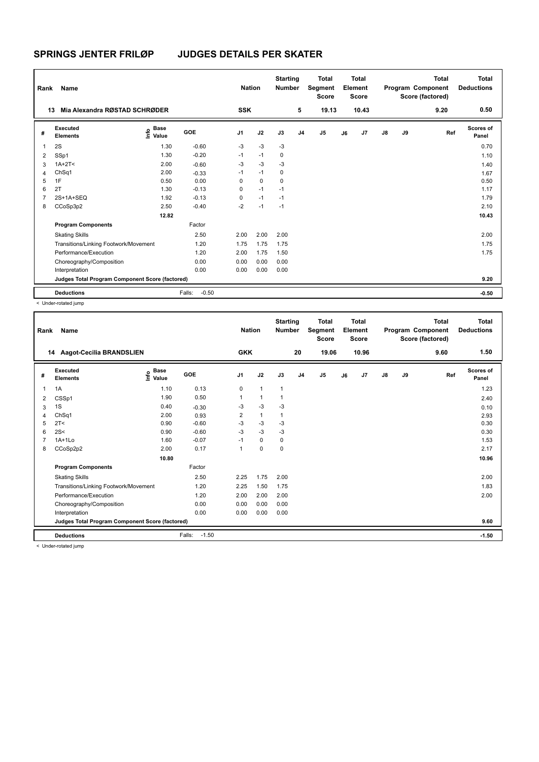# SPRINGS JENTER FRILØP JUDGES DETAILS PER SKATER

| Rank | Name | Nation | Starting Number | Total Segment Score | Total Element Score | Total Program Component Score (factored) | Total Deductions |
|---|---|---|---|---|---|---|---|
| 13 | Mia Alexandra RØSTAD SCHRØDER | SSK | 5 | 19.13 | 10.43 | 9.20 | 0.50 |

| # | Executed Elements | Info | Base Value | GOE | J1 | J2 | J3 | J4 | J5 | J6 | J7 | J8 | J9 | Ref | Scores of Panel |
|---|---|---|---|---|---|---|---|---|---|---|---|---|---|---|---|
| 1 | 2S | | 1.30 | -0.60 | -3 | -3 | -3 | | | | | | | | 0.70 |
| 2 | SSp1 | | 1.30 | -0.20 | -1 | -1 | 0 | | | | | | | | 1.10 |
| 3 | 1A+2T< | < | 2.00 | -0.60 | -3 | -3 | -3 | | | | | | | | 1.40 |
| 4 | ChSq1 | | 2.00 | -0.33 | -1 | -1 | 0 | | | | | | | | 1.67 |
| 5 | 1F | | 0.50 | 0.00 | 0 | 0 | 0 | | | | | | | | 0.50 |
| 6 | 2T | | 1.30 | -0.13 | 0 | -1 | -1 | | | | | | | | 1.17 |
| 7 | 2S+1A+SEQ | | 1.92 | -0.13 | 0 | -1 | -1 | | | | | | | | 1.79 |
| 8 | CCoSp3p2 | | 2.50 | -0.40 | -2 | -1 | -1 | | | | | | | | 2.10 |
| | | | 12.82 | | | | | | | | | | | | 10.43 |
| | **Program Components** | | | Factor | | | | | | | | | | | |
| | Skating Skills | | | 2.50 | 2.00 | 2.00 | 2.00 | | | | | | | | 2.00 |
| | Transitions/Linking Footwork/Movement | | | 1.20 | 1.75 | 1.75 | 1.75 | | | | | | | | 1.75 |
| | Performance/Execution | | | 1.20 | 2.00 | 1.75 | 1.50 | | | | | | | | 1.75 |
| | Choreography/Composition | | | 0.00 | 0.00 | 0.00 | 0.00 | | | | | | | | |
| | Interpretation | | | 0.00 | 0.00 | 0.00 | 0.00 | | | | | | | | |
| | **Judges Total Program Component Score (factored)** | | | | | | | | | | | | | | 9.20 |
| | **Deductions** | | | Falls: -0.50 | | | | | | | | | | | -0.50 |

< Under-rotated jump

| Rank | Name | Nation | Starting Number | Total Segment Score | Total Element Score | Total Program Component Score (factored) | Total Deductions |
|---|---|---|---|---|---|---|---|
| 14 | Aagot-Cecilia BRANDSLIEN | GKK | 20 | 19.06 | 10.96 | 9.60 | 1.50 |

| # | Executed Elements | Info | Base Value | GOE | J1 | J2 | J3 | J4 | J5 | J6 | J7 | J8 | J9 | Ref | Scores of Panel |
|---|---|---|---|---|---|---|---|---|---|---|---|---|---|---|---|
| 1 | 1A | | 1.10 | 0.13 | 0 | 1 | 1 | | | | | | | | 1.23 |
| 2 | CSSp1 | | 1.90 | 0.50 | 1 | 1 | 1 | | | | | | | | 2.40 |
| 3 | 1S | | 0.40 | -0.30 | -3 | -3 | -3 | | | | | | | | 0.10 |
| 4 | ChSq1 | | 2.00 | 0.93 | 2 | 1 | 1 | | | | | | | | 2.93 |
| 5 | 2T< | < | 0.90 | -0.60 | -3 | -3 | -3 | | | | | | | | 0.30 |
| 6 | 2S< | < | 0.90 | -0.60 | -3 | -3 | -3 | | | | | | | | 0.30 |
| 7 | 1A+1Lo | | 1.60 | -0.07 | -1 | 0 | 0 | | | | | | | | 1.53 |
| 8 | CCoSp2p2 | | 2.00 | 0.17 | 1 | 0 | 0 | | | | | | | | 2.17 |
| | | | 10.80 | | | | | | | | | | | | 10.96 |
| | **Program Components** | | | Factor | | | | | | | | | | | |
| | Skating Skills | | | 2.50 | 2.25 | 1.75 | 2.00 | | | | | | | | 2.00 |
| | Transitions/Linking Footwork/Movement | | | 1.20 | 2.25 | 1.50 | 1.75 | | | | | | | | 1.83 |
| | Performance/Execution | | | 1.20 | 2.00 | 2.00 | 2.00 | | | | | | | | 2.00 |
| | Choreography/Composition | | | 0.00 | 0.00 | 0.00 | 0.00 | | | | | | | | |
| | Interpretation | | | 0.00 | 0.00 | 0.00 | 0.00 | | | | | | | | |
| | **Judges Total Program Component Score (factored)** | | | | | | | | | | | | | | 9.60 |
| | **Deductions** | | | Falls: -1.50 | | | | | | | | | | | -1.50 |

< Under-rotated jump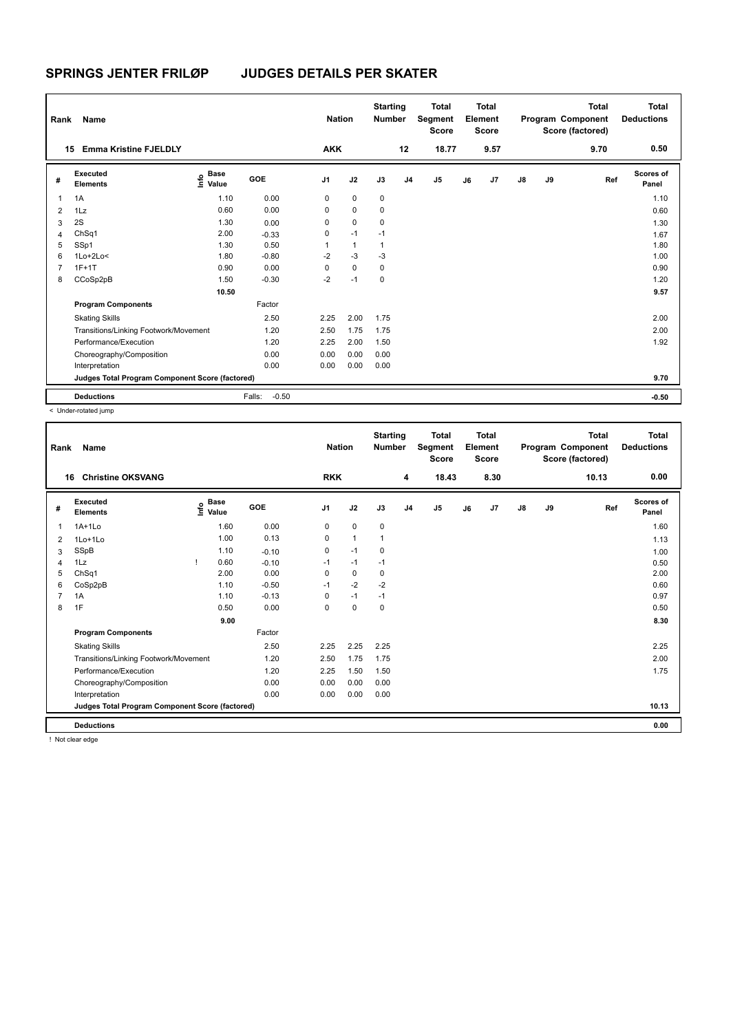# SPRINGS JENTER FRILØP JUDGES DETAILS PER SKATER

| Rank | Name | Nation | Starting Number | Total Segment Score | Total Element Score | Total Program Component Score (factored) | Total Deductions |
|---|---|---|---|---|---|---|---|
| 15 | Emma Kristine FJELDLY | AKK | 12 | 18.77 | 9.57 | 9.70 | 0.50 |

| # | Executed Elements | Info | Base Value | GOE | J1 | J2 | J3 | J4 | J5 | J6 | J7 | J8 | J9 | Ref | Scores of Panel |
|---|---|---|---|---|---|---|---|---|---|---|---|---|---|---|---|
| 1 | 1A | | 1.10 | 0.00 | 0 | 0 | 0 | | | | | | | | 1.10 |
| 2 | 1Lz | | 0.60 | 0.00 | 0 | 0 | 0 | | | | | | | | 0.60 |
| 3 | 2S | | 1.30 | 0.00 | 0 | 0 | 0 | | | | | | | | 1.30 |
| 4 | ChSq1 | | 2.00 | -0.33 | 0 | -1 | -1 | | | | | | | | 1.67 |
| 5 | SSp1 | | 1.30 | 0.50 | 1 | 1 | 1 | | | | | | | | 1.80 |
| 6 | 1Lo+2Lo< | | 1.80 | -0.80 | -2 | -3 | -3 | | | | | | | | 1.00 |
| 7 | 1F+1T | | 0.90 | 0.00 | 0 | 0 | 0 | | | | | | | | 0.90 |
| 8 | CCoSp2pB | | 1.50 | -0.30 | -2 | -1 | 0 | | | | | | | | 1.20 |
| | | | 10.50 | | | | | | | | | | | | 9.57 |
| | **Program Components** | | | Factor | | | | | | | | | | | |
| | Skating Skills | | | 2.50 | 2.25 | 2.00 | 1.75 | | | | | | | | 2.00 |
| | Transitions/Linking Footwork/Movement | | | 1.20 | 2.50 | 1.75 | 1.75 | | | | | | | | 2.00 |
| | Performance/Execution | | | 1.20 | 2.25 | 2.00 | 1.50 | | | | | | | | 1.92 |
| | Choreography/Composition | | | 0.00 | 0.00 | 0.00 | 0.00 | | | | | | | | |
| | Interpretation | | | 0.00 | 0.00 | 0.00 | 0.00 | | | | | | | | |
| | **Judges Total Program Component Score (factored)** | | | | | | | | | | | | | | 9.70 |
| | **Deductions** | | | Falls: -0.50 | | | | | | | | | | | -0.50 |

< Under-rotated jump

| Rank | Name | Nation | Starting Number | Total Segment Score | Total Element Score | Total Program Component Score (factored) | Total Deductions |
|---|---|---|---|---|---|---|---|
| 16 | Christine OKSVANG | RKK | 4 | 18.43 | 8.30 | 10.13 | 0.00 |

| # | Executed Elements | Info | Base Value | GOE | J1 | J2 | J3 | J4 | J5 | J6 | J7 | J8 | J9 | Ref | Scores of Panel |
|---|---|---|---|---|---|---|---|---|---|---|---|---|---|---|---|
| 1 | 1A+1Lo | | 1.60 | 0.00 | 0 | 0 | 0 | | | | | | | | 1.60 |
| 2 | 1Lo+1Lo | | 1.00 | 0.13 | 0 | 1 | 1 | | | | | | | | 1.13 |
| 3 | SSpB | | 1.10 | -0.10 | 0 | -1 | 0 | | | | | | | | 1.00 |
| 4 | 1Lz | ! | 0.60 | -0.10 | -1 | -1 | -1 | | | | | | | | 0.50 |
| 5 | ChSq1 | | 2.00 | 0.00 | 0 | 0 | 0 | | | | | | | | 2.00 |
| 6 | CoSp2pB | | 1.10 | -0.50 | -1 | -2 | -2 | | | | | | | | 0.60 |
| 7 | 1A | | 1.10 | -0.13 | 0 | -1 | -1 | | | | | | | | 0.97 |
| 8 | 1F | | 0.50 | 0.00 | 0 | 0 | 0 | | | | | | | | 0.50 |
| | | | 9.00 | | | | | | | | | | | | 8.30 |
| | **Program Components** | | | Factor | | | | | | | | | | | |
| | Skating Skills | | | 2.50 | 2.25 | 2.25 | 2.25 | | | | | | | | 2.25 |
| | Transitions/Linking Footwork/Movement | | | 1.20 | 2.50 | 1.75 | 1.75 | | | | | | | | 2.00 |
| | Performance/Execution | | | 1.20 | 2.25 | 1.50 | 1.50 | | | | | | | | 1.75 |
| | Choreography/Composition | | | 0.00 | 0.00 | 0.00 | 0.00 | | | | | | | | |
| | Interpretation | | | 0.00 | 0.00 | 0.00 | 0.00 | | | | | | | | |
| | **Judges Total Program Component Score (factored)** | | | | | | | | | | | | | | 10.13 |
| | **Deductions** | | | | | | | | | | | | | | 0.00 |

! Not clear edge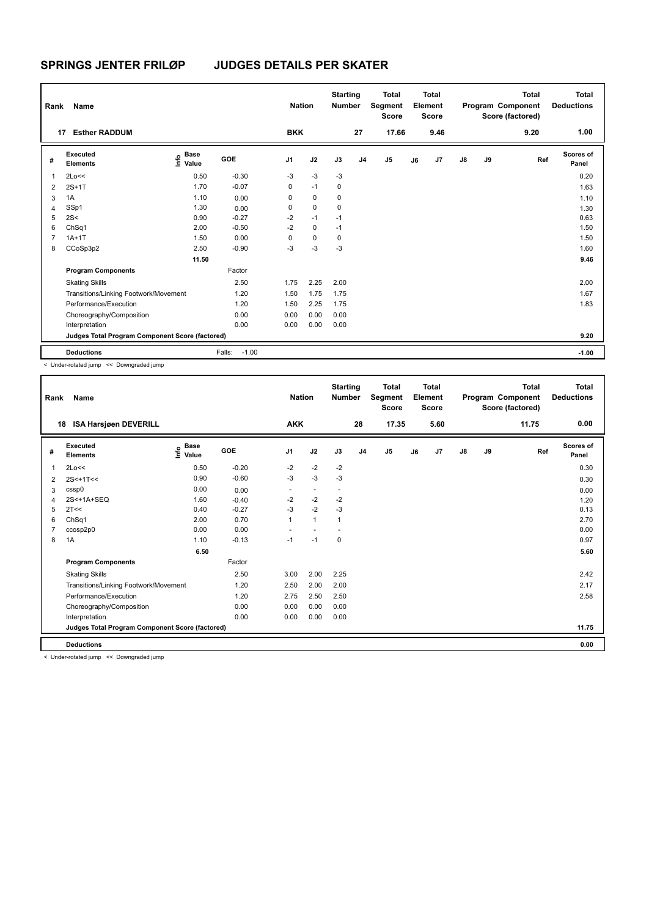# SPRINGS JENTER FRILØP JUDGES DETAILS PER SKATER

| Rank | Name | Nation | Starting Number | Total Segment Score | Total Element Score | Total Program Component Score (factored) | Total Deductions |
|---|---|---|---|---|---|---|---|
| 17 | Esther RADDUM | BKK | 27 | 17.66 | 9.46 | 9.20 | 1.00 |

| # | Executed Elements | Info | Base Value | GOE | J1 | J2 | J3 | J4 | J5 | J6 | J7 | J8 | J9 | Ref | Scores of Panel |
|---|---|---|---|---|---|---|---|---|---|---|---|---|---|---|---|
| 1 | 2Lo<< | | 0.50 | -0.30 | -3 | -3 | -3 | | | | | | | | 0.20 |
| 2 | 2S+1T | | 1.70 | -0.07 | 0 | -1 | 0 | | | | | | | | 1.63 |
| 3 | 1A | | 1.10 | 0.00 | 0 | 0 | 0 | | | | | | | | 1.10 |
| 4 | SSp1 | | 1.30 | 0.00 | 0 | 0 | 0 | | | | | | | | 1.30 |
| 5 | 2S< | | 0.90 | -0.27 | -2 | -1 | -1 | | | | | | | | 0.63 |
| 6 | ChSq1 | | 2.00 | -0.50 | -2 | 0 | -1 | | | | | | | | 1.50 |
| 7 | 1A+1T | | 1.50 | 0.00 | 0 | 0 | 0 | | | | | | | | 1.50 |
| 8 | CCoSp3p2 | | 2.50 | -0.90 | -3 | -3 | -3 | | | | | | | | 1.60 |
| | | | 11.50 | | | | | | | | | | | | 9.46 |
| | **Program Components** | | | Factor | | | | | | | | | | | |
| | Skating Skills | | | 2.50 | 1.75 | 2.25 | 2.00 | | | | | | | | 2.00 |
| | Transitions/Linking Footwork/Movement | | | 1.20 | 1.50 | 1.75 | 1.75 | | | | | | | | 1.67 |
| | Performance/Execution | | | 1.20 | 1.50 | 2.25 | 1.75 | | | | | | | | 1.83 |
| | Choreography/Composition | | | 0.00 | 0.00 | 0.00 | 0.00 | | | | | | | | |
| | Interpretation | | | 0.00 | 0.00 | 0.00 | 0.00 | | | | | | | | |
| | **Judges Total Program Component Score (factored)** | | | | | | | | | | | | | | 9.20 |
| | **Deductions** | | | Falls: -1.00 | | | | | | | | | | | -1.00 |

< Under-rotated jump << Downgraded jump

| Rank | Name | Nation | Starting Number | Total Segment Score | Total Element Score | Total Program Component Score (factored) | Total Deductions |
|---|---|---|---|---|---|---|---|
| 18 | ISA Harsjøen DEVERILL | AKK | 28 | 17.35 | 5.60 | 11.75 | 0.00 |

| # | Executed Elements | Info | Base Value | GOE | J1 | J2 | J3 | J4 | J5 | J6 | J7 | J8 | J9 | Ref | Scores of Panel |
|---|---|---|---|---|---|---|---|---|---|---|---|---|---|---|---|
| 1 | 2Lo<< | | 0.50 | -0.20 | -2 | -2 | -2 | | | | | | | | 0.30 |
| 2 | 2S<+1T<< | | 0.90 | -0.60 | -3 | -3 | -3 | | | | | | | | 0.30 |
| 3 | cssp0 | | 0.00 | 0.00 | - | - | - | | | | | | | | 0.00 |
| 4 | 2S<+1A+SEQ | | 1.60 | -0.40 | -2 | -2 | -2 | | | | | | | | 1.20 |
| 5 | 2T<< | | 0.40 | -0.27 | -3 | -2 | -3 | | | | | | | | 0.13 |
| 6 | ChSq1 | | 2.00 | 0.70 | 1 | 1 | 1 | | | | | | | | 2.70 |
| 7 | ccosp2p0 | | 0.00 | 0.00 | - | - | - | | | | | | | | 0.00 |
| 8 | 1A | | 1.10 | -0.13 | -1 | -1 | 0 | | | | | | | | 0.97 |
| | | | 6.50 | | | | | | | | | | | | 5.60 |
| | **Program Components** | | | Factor | | | | | | | | | | | |
| | Skating Skills | | | 2.50 | 3.00 | 2.00 | 2.25 | | | | | | | | 2.42 |
| | Transitions/Linking Footwork/Movement | | | 1.20 | 2.50 | 2.00 | 2.00 | | | | | | | | 2.17 |
| | Performance/Execution | | | 1.20 | 2.75 | 2.50 | 2.50 | | | | | | | | 2.58 |
| | Choreography/Composition | | | 0.00 | 0.00 | 0.00 | 0.00 | | | | | | | | |
| | Interpretation | | | 0.00 | 0.00 | 0.00 | 0.00 | | | | | | | | |
| | **Judges Total Program Component Score (factored)** | | | | | | | | | | | | | | 11.75 |
| | **Deductions** | | | | | | | | | | | | | | 0.00 |

< Under-rotated jump << Downgraded jump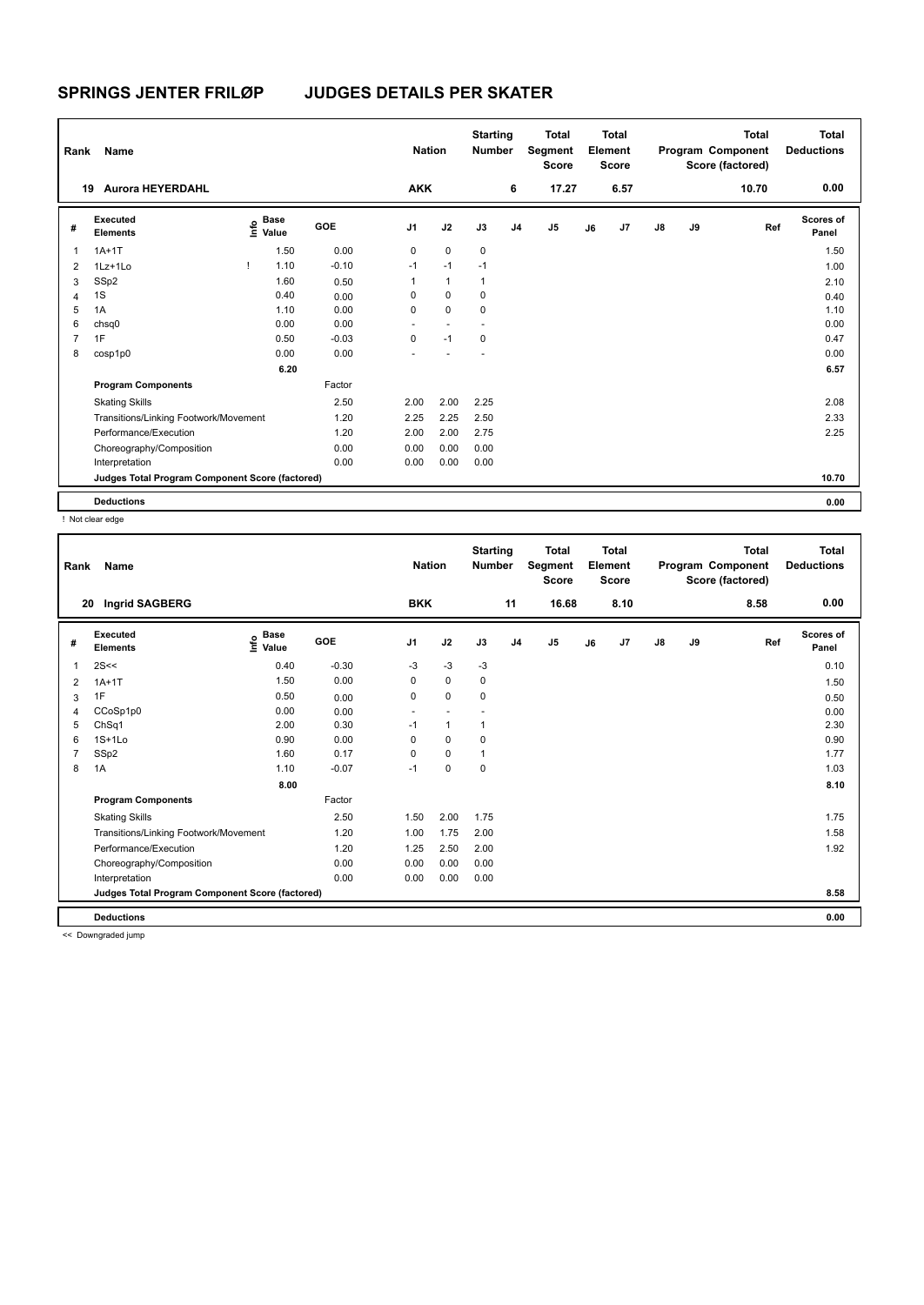# SPRINGS JENTER FRILØP JUDGES DETAILS PER SKATER

| Rank | Name | Nation | Starting Number | Total Segment Score | Total Element Score | Total Program Component Score (factored) | Total Deductions |
|---|---|---|---|---|---|---|---|
| 19 | Aurora HEYERDAHL | AKK | 6 | 17.27 | 6.57 | 10.70 | 0.00 |

| # | Executed Elements | Info | Base Value | GOE | J1 | J2 | J3 | J4 | J5 | J6 | J7 | J8 | J9 | Ref | Scores of Panel |
|---|---|---|---|---|---|---|---|---|---|---|---|---|---|---|---|
| 1 | 1A+1T | | 1.50 | 0.00 | 0 | 0 | 0 | | | | | | | | 1.50 |
| 2 | 1Lz+1Lo | ! | 1.10 | -0.10 | -1 | -1 | -1 | | | | | | | | 1.00 |
| 3 | SSp2 | | 1.60 | 0.50 | 1 | 1 | 1 | | | | | | | | 2.10 |
| 4 | 1S | | 0.40 | 0.00 | 0 | 0 | 0 | | | | | | | | 0.40 |
| 5 | 1A | | 1.10 | 0.00 | 0 | 0 | 0 | | | | | | | | 1.10 |
| 6 | chsq0 | | 0.00 | 0.00 | - | - | - | | | | | | | | 0.00 |
| 7 | 1F | | 0.50 | -0.03 | 0 | -1 | 0 | | | | | | | | 0.47 |
| 8 | cosp1p0 | | 0.00 | 0.00 | - | - | - | | | | | | | | 0.00 |
| | | | 6.20 | | | | | | | | | | | | 6.57 |
| | **Program Components** | | | Factor | | | | | | | | | | | |
| | Skating Skills | | | 2.50 | 2.00 | 2.00 | 2.25 | | | | | | | | 2.08 |
| | Transitions/Linking Footwork/Movement | | | 1.20 | 2.25 | 2.25 | 2.50 | | | | | | | | 2.33 |
| | Performance/Execution | | | 1.20 | 2.00 | 2.00 | 2.75 | | | | | | | | 2.25 |
| | Choreography/Composition | | | 0.00 | 0.00 | 0.00 | 0.00 | | | | | | | | |
| | Interpretation | | | 0.00 | 0.00 | 0.00 | 0.00 | | | | | | | | |
| | **Judges Total Program Component Score (factored)** | | | | | | | | | | | | | | 10.70 |
| | **Deductions** | | | | | | | | | | | | | | 0.00 |

! Not clear edge

| Rank | Name | Nation | Starting Number | Total Segment Score | Total Element Score | Total Program Component Score (factored) | Total Deductions |
|---|---|---|---|---|---|---|---|
| 20 | Ingrid SAGBERG | BKK | 11 | 16.68 | 8.10 | 8.58 | 0.00 |

| # | Executed Elements | Info | Base Value | GOE | J1 | J2 | J3 | J4 | J5 | J6 | J7 | J8 | J9 | Ref | Scores of Panel |
|---|---|---|---|---|---|---|---|---|---|---|---|---|---|---|---|
| 1 | 2S<< | | 0.40 | -0.30 | -3 | -3 | -3 | | | | | | | | 0.10 |
| 2 | 1A+1T | | 1.50 | 0.00 | 0 | 0 | 0 | | | | | | | | 1.50 |
| 3 | 1F | | 0.50 | 0.00 | 0 | 0 | 0 | | | | | | | | 0.50 |
| 4 | CCoSp1p0 | | 0.00 | 0.00 | - | - | - | | | | | | | | 0.00 |
| 5 | ChSq1 | | 2.00 | 0.30 | -1 | 1 | 1 | | | | | | | | 2.30 |
| 6 | 1S+1Lo | | 0.90 | 0.00 | 0 | 0 | 0 | | | | | | | | 0.90 |
| 7 | SSp2 | | 1.60 | 0.17 | 0 | 0 | 1 | | | | | | | | 1.77 |
| 8 | 1A | | 1.10 | -0.07 | -1 | 0 | 0 | | | | | | | | 1.03 |
| | | | 8.00 | | | | | | | | | | | | 8.10 |
| | **Program Components** | | | Factor | | | | | | | | | | | |
| | Skating Skills | | | 2.50 | 1.50 | 2.00 | 1.75 | | | | | | | | 1.75 |
| | Transitions/Linking Footwork/Movement | | | 1.20 | 1.00 | 1.75 | 2.00 | | | | | | | | 1.58 |
| | Performance/Execution | | | 1.20 | 1.25 | 2.50 | 2.00 | | | | | | | | 1.92 |
| | Choreography/Composition | | | 0.00 | 0.00 | 0.00 | 0.00 | | | | | | | | |
| | Interpretation | | | 0.00 | 0.00 | 0.00 | 0.00 | | | | | | | | |
| | **Judges Total Program Component Score (factored)** | | | | | | | | | | | | | | 8.58 |
| | **Deductions** | | | | | | | | | | | | | | 0.00 |

<< Downgraded jump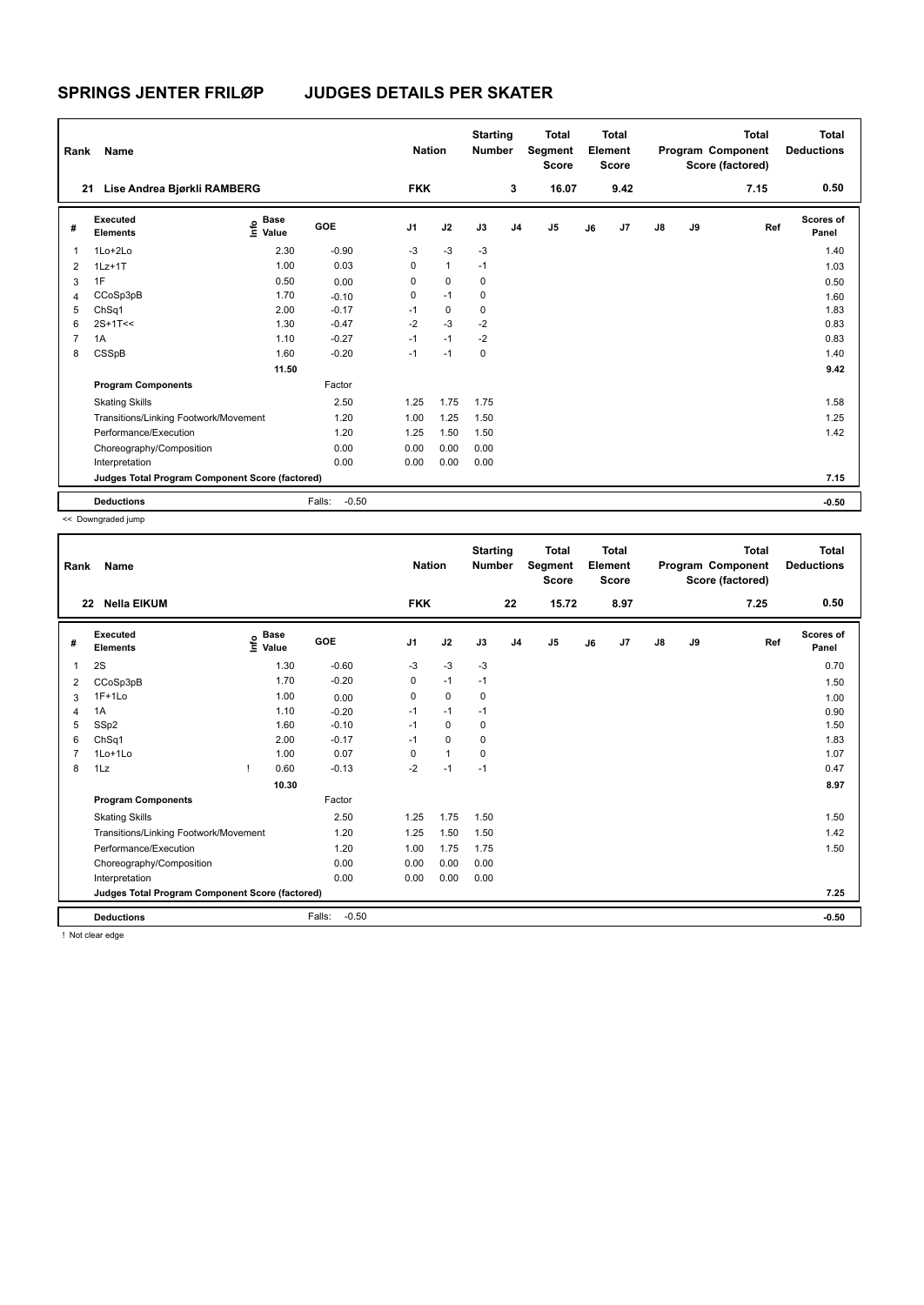# SPRINGS JENTER FRILØP JUDGES DETAILS PER SKATER

| Rank | Name | Nation | Starting Number | Total Segment Score | Total Element Score | Total Program Component Score (factored) | Total Deductions |
|---|---|---|---|---|---|---|---|
| 21 | Lise Andrea Bjørkli RAMBERG | FKK | 3 | 16.07 | 9.42 | 7.15 | 0.50 |

| # | Executed Elements | Info | Base Value | GOE | J1 | J2 | J3 | J4 | J5 | J6 | J7 | J8 | J9 | Ref | Scores of Panel |
|---|---|---|---|---|---|---|---|---|---|---|---|---|---|---|---|
| 1 | 1Lo+2Lo | | 2.30 | -0.90 | -3 | -3 | -3 | | | | | | | | 1.40 |
| 2 | 1Lz+1T | | 1.00 | 0.03 | 0 | 1 | -1 | | | | | | | | 1.03 |
| 3 | 1F | | 0.50 | 0.00 | 0 | 0 | 0 | | | | | | | | 0.50 |
| 4 | CCoSp3pB | | 1.70 | -0.10 | 0 | -1 | 0 | | | | | | | | 1.60 |
| 5 | ChSq1 | | 2.00 | -0.17 | -1 | 0 | 0 | | | | | | | | 1.83 |
| 6 | 2S+1T<< | | 1.30 | -0.47 | -2 | -3 | -2 | | | | | | | | 0.83 |
| 7 | 1A | | 1.10 | -0.27 | -1 | -1 | -2 | | | | | | | | 0.83 |
| 8 | CSSpB | | 1.60 | -0.20 | -1 | -1 | 0 | | | | | | | | 1.40 |
| | | | 11.50 | | | | | | | | | | | | 9.42 |
| | **Program Components** | | | Factor | | | | | | | | | | | |
| | Skating Skills | | | 2.50 | 1.25 | 1.75 | 1.75 | | | | | | | | 1.58 |
| | Transitions/Linking Footwork/Movement | | | 1.20 | 1.00 | 1.25 | 1.50 | | | | | | | | 1.25 |
| | Performance/Execution | | | 1.20 | 1.25 | 1.50 | 1.50 | | | | | | | | 1.42 |
| | Choreography/Composition | | | 0.00 | 0.00 | 0.00 | 0.00 | | | | | | | | |
| | Interpretation | | | 0.00 | 0.00 | 0.00 | 0.00 | | | | | | | | |
| | **Judges Total Program Component Score (factored)** | | | | | | | | | | | | | | 7.15 |
| | **Deductions** | | | Falls: -0.50 | | | | | | | | | | | -0.50 |

<< Downgraded jump

| Rank | Name | Nation | Starting Number | Total Segment Score | Total Element Score | Total Program Component Score (factored) | Total Deductions |
|---|---|---|---|---|---|---|---|
| 22 | Nella EIKUM | FKK | 22 | 15.72 | 8.97 | 7.25 | 0.50 |

| # | Executed Elements | Info | Base Value | GOE | J1 | J2 | J3 | J4 | J5 | J6 | J7 | J8 | J9 | Ref | Scores of Panel |
|---|---|---|---|---|---|---|---|---|---|---|---|---|---|---|---|
| 1 | 2S | | 1.30 | -0.60 | -3 | -3 | -3 | | | | | | | | 0.70 |
| 2 | CCoSp3pB | | 1.70 | -0.20 | 0 | -1 | -1 | | | | | | | | 1.50 |
| 3 | 1F+1Lo | | 1.00 | 0.00 | 0 | 0 | 0 | | | | | | | | 1.00 |
| 4 | 1A | | 1.10 | -0.20 | -1 | -1 | -1 | | | | | | | | 0.90 |
| 5 | SSp2 | | 1.60 | -0.10 | -1 | 0 | 0 | | | | | | | | 1.50 |
| 6 | ChSq1 | | 2.00 | -0.17 | -1 | 0 | 0 | | | | | | | | 1.83 |
| 7 | 1Lo+1Lo | | 1.00 | 0.07 | 0 | 1 | 0 | | | | | | | | 1.07 |
| 8 | 1Lz | ! | 0.60 | -0.13 | -2 | -1 | -1 | | | | | | | | 0.47 |
| | | | 10.30 | | | | | | | | | | | | 8.97 |
| | **Program Components** | | | Factor | | | | | | | | | | | |
| | Skating Skills | | | 2.50 | 1.25 | 1.75 | 1.50 | | | | | | | | 1.50 |
| | Transitions/Linking Footwork/Movement | | | 1.20 | 1.25 | 1.50 | 1.50 | | | | | | | | 1.42 |
| | Performance/Execution | | | 1.20 | 1.00 | 1.75 | 1.75 | | | | | | | | 1.50 |
| | Choreography/Composition | | | 0.00 | 0.00 | 0.00 | 0.00 | | | | | | | | |
| | Interpretation | | | 0.00 | 0.00 | 0.00 | 0.00 | | | | | | | | |
| | **Judges Total Program Component Score (factored)** | | | | | | | | | | | | | | 7.25 |
| | **Deductions** | | | Falls: -0.50 | | | | | | | | | | | -0.50 |

! Not clear edge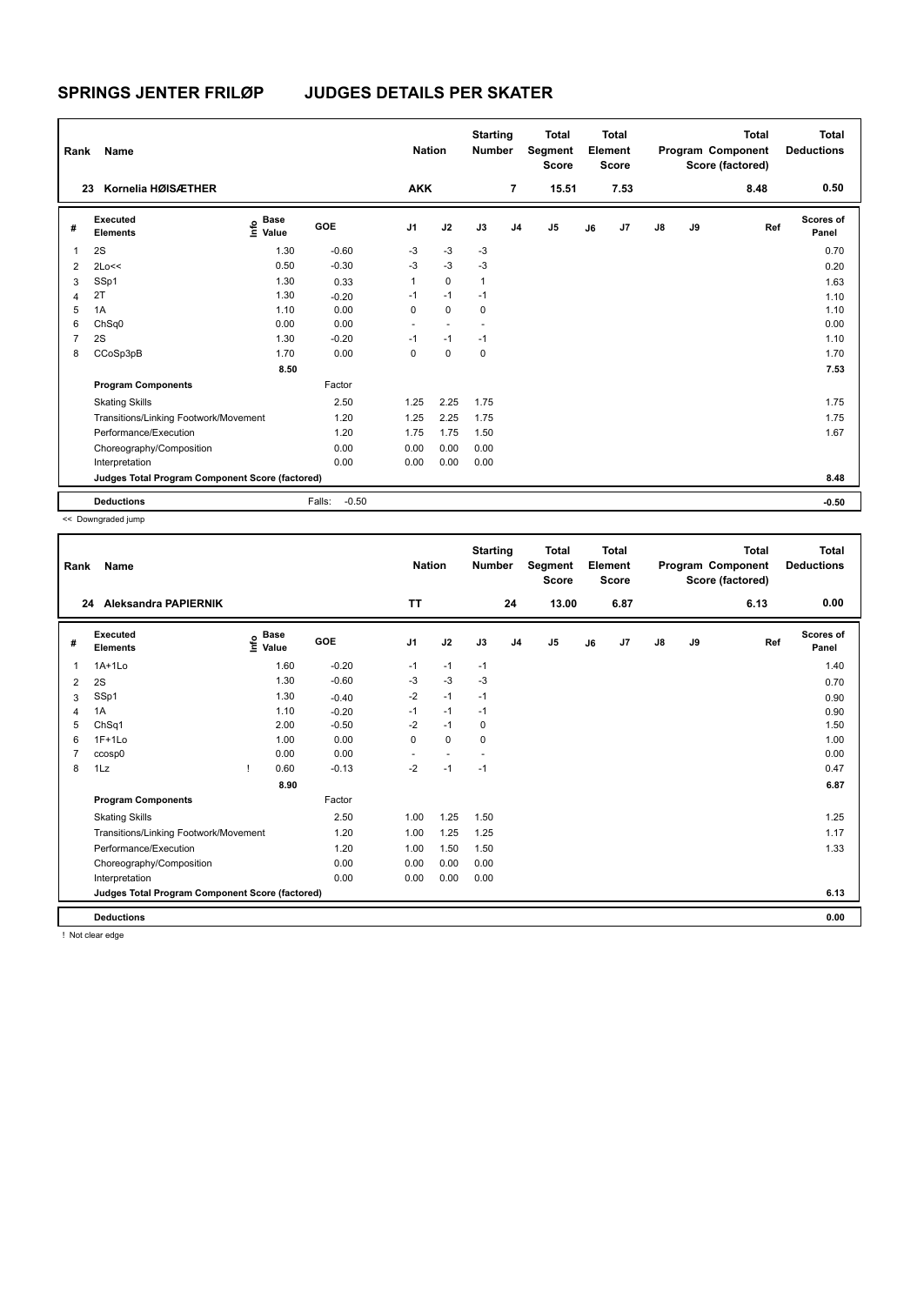## SPRINGS JENTER FRILØP JUDGES DETAILS PER SKATER

| Rank | Name | Nation | Starting Number | Total Segment Score | Total Element Score | Total Program Component Score (factored) | Total Deductions |
|---|---|---|---|---|---|---|---|
| 23 | Kornelia HØISÆTHER | AKK | 7 | 15.51 | 7.53 | 8.48 | 0.50 |

| # | Executed Elements | Info | Base Value | GOE | J1 | J2 | J3 | J4 | J5 | J6 | J7 | J8 | J9 | Ref | Scores of Panel |
|---|---|---|---|---|---|---|---|---|---|---|---|---|---|---|---|
| 1 | 2S | | 1.30 | -0.60 | -3 | -3 | -3 | | | | | | | | 0.70 |
| 2 | 2Lo<< | | 0.50 | -0.30 | -3 | -3 | -3 | | | | | | | | 0.20 |
| 3 | SSp1 | | 1.30 | 0.33 | 1 | 0 | 1 | | | | | | | | 1.63 |
| 4 | 2T | | 1.30 | -0.20 | -1 | -1 | -1 | | | | | | | | 1.10 |
| 5 | 1A | | 1.10 | 0.00 | 0 | 0 | 0 | | | | | | | | 1.10 |
| 6 | ChSq0 | | 0.00 | 0.00 | - | - | - | | | | | | | | 0.00 |
| 7 | 2S | | 1.30 | -0.20 | -1 | -1 | -1 | | | | | | | | 1.10 |
| 8 | CCoSp3pB | | 1.70 | 0.00 | 0 | 0 | 0 | | | | | | | | 1.70 |
| | | | 8.50 | | | | | | | | | | | | 7.53 |
| | **Program Components** | | | Factor | | | | | | | | | | | |
| | Skating Skills | | | 2.50 | 1.25 | 2.25 | 1.75 | | | | | | | | 1.75 |
| | Transitions/Linking Footwork/Movement | | | 1.20 | 1.25 | 2.25 | 1.75 | | | | | | | | 1.75 |
| | Performance/Execution | | | 1.20 | 1.75 | 1.75 | 1.50 | | | | | | | | 1.67 |
| | Choreography/Composition | | | 0.00 | 0.00 | 0.00 | 0.00 | | | | | | | | |
| | Interpretation | | | 0.00 | 0.00 | 0.00 | 0.00 | | | | | | | | |
| | **Judges Total Program Component Score (factored)** | | | | | | | | | | | | | | 8.48 |
| | **Deductions** | | | Falls: -0.50 | | | | | | | | | | | -0.50 |

<< Downgraded jump

| Rank | Name | Nation | Starting Number | Total Segment Score | Total Element Score | Total Program Component Score (factored) | Total Deductions |
|---|---|---|---|---|---|---|---|
| 24 | Aleksandra PAPIERNIK | TT | 24 | 13.00 | 6.87 | 6.13 | 0.00 |

| # | Executed Elements | Info | Base Value | GOE | J1 | J2 | J3 | J4 | J5 | J6 | J7 | J8 | J9 | Ref | Scores of Panel |
|---|---|---|---|---|---|---|---|---|---|---|---|---|---|---|---|
| 1 | 1A+1Lo | | 1.60 | -0.20 | -1 | -1 | -1 | | | | | | | | 1.40 |
| 2 | 2S | | 1.30 | -0.60 | -3 | -3 | -3 | | | | | | | | 0.70 |
| 3 | SSp1 | | 1.30 | -0.40 | -2 | -1 | -1 | | | | | | | | 0.90 |
| 4 | 1A | | 1.10 | -0.20 | -1 | -1 | -1 | | | | | | | | 0.90 |
| 5 | ChSq1 | | 2.00 | -0.50 | -2 | -1 | 0 | | | | | | | | 1.50 |
| 6 | 1F+1Lo | | 1.00 | 0.00 | 0 | 0 | 0 | | | | | | | | 1.00 |
| 7 | ccosp0 | | 0.00 | 0.00 | - | - | - | | | | | | | | 0.00 |
| 8 | 1Lz | ! | 0.60 | -0.13 | -2 | -1 | -1 | | | | | | | | 0.47 |
| | | | 8.90 | | | | | | | | | | | | 6.87 |
| | **Program Components** | | | Factor | | | | | | | | | | | |
| | Skating Skills | | | 2.50 | 1.00 | 1.25 | 1.50 | | | | | | | | 1.25 |
| | Transitions/Linking Footwork/Movement | | | 1.20 | 1.00 | 1.25 | 1.25 | | | | | | | | 1.17 |
| | Performance/Execution | | | 1.20 | 1.00 | 1.50 | 1.50 | | | | | | | | 1.33 |
| | Choreography/Composition | | | 0.00 | 0.00 | 0.00 | 0.00 | | | | | | | | |
| | Interpretation | | | 0.00 | 0.00 | 0.00 | 0.00 | | | | | | | | |
| | **Judges Total Program Component Score (factored)** | | | | | | | | | | | | | | 6.13 |
| | **Deductions** | | | | | | | | | | | | | | 0.00 |

! Not clear edge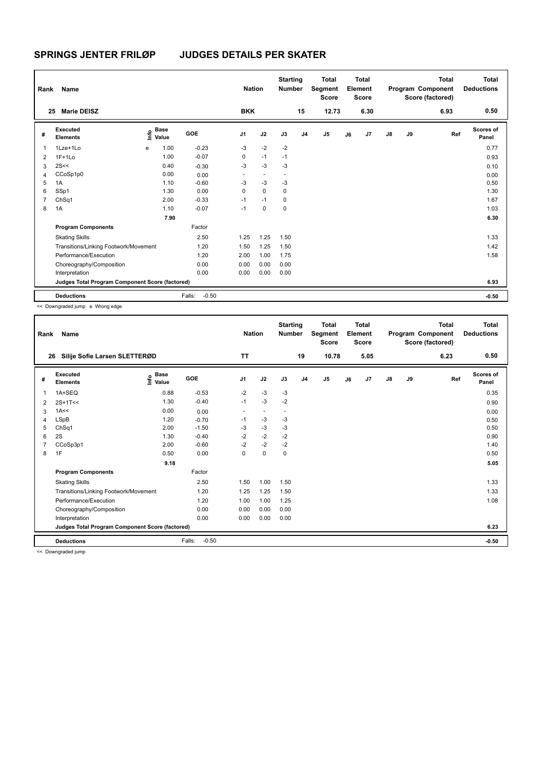# SPRINGS JENTER FRILØP JUDGES DETAILS PER SKATER

| Rank | Name | Nation | Starting Number | Total Segment Score | Total Element Score | Total Program Component Score (factored) | Total Deductions |
|---|---|---|---|---|---|---|---|
| 25 | Marie DEISZ | BKK | 15 | 12.73 | 6.30 | 6.93 | 0.50 |

| # | Executed Elements | Info | Base Value | GOE | J1 | J2 | J3 | J4 | J5 | J6 | J7 | J8 | J9 | Ref | Scores of Panel |
|---|---|---|---|---|---|---|---|---|---|---|---|---|---|---|---|
| 1 | 1Lze+1Lo | e | 1.00 | -0.23 | -3 | -2 | -2 | | | | | | | | 0.77 |
| 2 | 1F+1Lo | | 1.00 | -0.07 | 0 | -1 | -1 | | | | | | | | 0.93 |
| 3 | 2S<< | | 0.40 | -0.30 | -3 | -3 | -3 | | | | | | | | 0.10 |
| 4 | CCoSp1p0 | | 0.00 | 0.00 | - | - | - | | | | | | | | 0.00 |
| 5 | 1A | | 1.10 | -0.60 | -3 | -3 | -3 | | | | | | | | 0.50 |
| 6 | SSp1 | | 1.30 | 0.00 | 0 | 0 | 0 | | | | | | | | 1.30 |
| 7 | ChSq1 | | 2.00 | -0.33 | -1 | -1 | 0 | | | | | | | | 1.67 |
| 8 | 1A | | 1.10 | -0.07 | -1 | 0 | 0 | | | | | | | | 1.03 |
| | | | 7.90 | | | | | | | | | | | | 6.30 |
| | **Program Components** | | | Factor | | | | | | | | | | | |
| | Skating Skills | | | 2.50 | 1.25 | 1.25 | 1.50 | | | | | | | | 1.33 |
| | Transitions/Linking Footwork/Movement | | | 1.20 | 1.50 | 1.25 | 1.50 | | | | | | | | 1.42 |
| | Performance/Execution | | | 1.20 | 2.00 | 1.00 | 1.75 | | | | | | | | 1.58 |
| | Choreography/Composition | | | 0.00 | 0.00 | 0.00 | 0.00 | | | | | | | | |
| | Interpretation | | | 0.00 | 0.00 | 0.00 | 0.00 | | | | | | | | |
| | **Judges Total Program Component Score (factored)** | | | | | | | | | | | | | | 6.93 |
| | **Deductions** | | | Falls: -0.50 | | | | | | | | | | | -0.50 |

<< Downgraded jump e Wrong edge

| Rank | Name | Nation | Starting Number | Total Segment Score | Total Element Score | Total Program Component Score (factored) | Total Deductions |
|---|---|---|---|---|---|---|---|
| 26 | Silije Sofie Larsen SLETTERØD | TT | 19 | 10.78 | 5.05 | 6.23 | 0.50 |

| # | Executed Elements | Info | Base Value | GOE | J1 | J2 | J3 | J4 | J5 | J6 | J7 | J8 | J9 | Ref | Scores of Panel |
|---|---|---|---|---|---|---|---|---|---|---|---|---|---|---|---|
| 1 | 1A+SEQ | | 0.88 | -0.53 | -2 | -3 | -3 | | | | | | | | 0.35 |
| 2 | 2S+1T<< | | 1.30 | -0.40 | -1 | -3 | -2 | | | | | | | | 0.90 |
| 3 | 1A<< | | 0.00 | 0.00 | - | - | - | | | | | | | | 0.00 |
| 4 | LSpB | | 1.20 | -0.70 | -1 | -3 | -3 | | | | | | | | 0.50 |
| 5 | ChSq1 | | 2.00 | -1.50 | -3 | -3 | -3 | | | | | | | | 0.50 |
| 6 | 2S | | 1.30 | -0.40 | -2 | -2 | -2 | | | | | | | | 0.90 |
| 7 | CCoSp3p1 | | 2.00 | -0.60 | -2 | -2 | -2 | | | | | | | | 1.40 |
| 8 | 1F | | 0.50 | 0.00 | 0 | 0 | 0 | | | | | | | | 0.50 |
| | | | 9.18 | | | | | | | | | | | | 5.05 |
| | **Program Components** | | | Factor | | | | | | | | | | | |
| | Skating Skills | | | 2.50 | 1.50 | 1.00 | 1.50 | | | | | | | | 1.33 |
| | Transitions/Linking Footwork/Movement | | | 1.20 | 1.25 | 1.25 | 1.50 | | | | | | | | 1.33 |
| | Performance/Execution | | | 1.20 | 1.00 | 1.00 | 1.25 | | | | | | | | 1.08 |
| | Choreography/Composition | | | 0.00 | 0.00 | 0.00 | 0.00 | | | | | | | | |
| | Interpretation | | | 0.00 | 0.00 | 0.00 | 0.00 | | | | | | | | |
| | **Judges Total Program Component Score (factored)** | | | | | | | | | | | | | | 6.23 |
| | **Deductions** | | | Falls: -0.50 | | | | | | | | | | | -0.50 |

<< Downgraded jump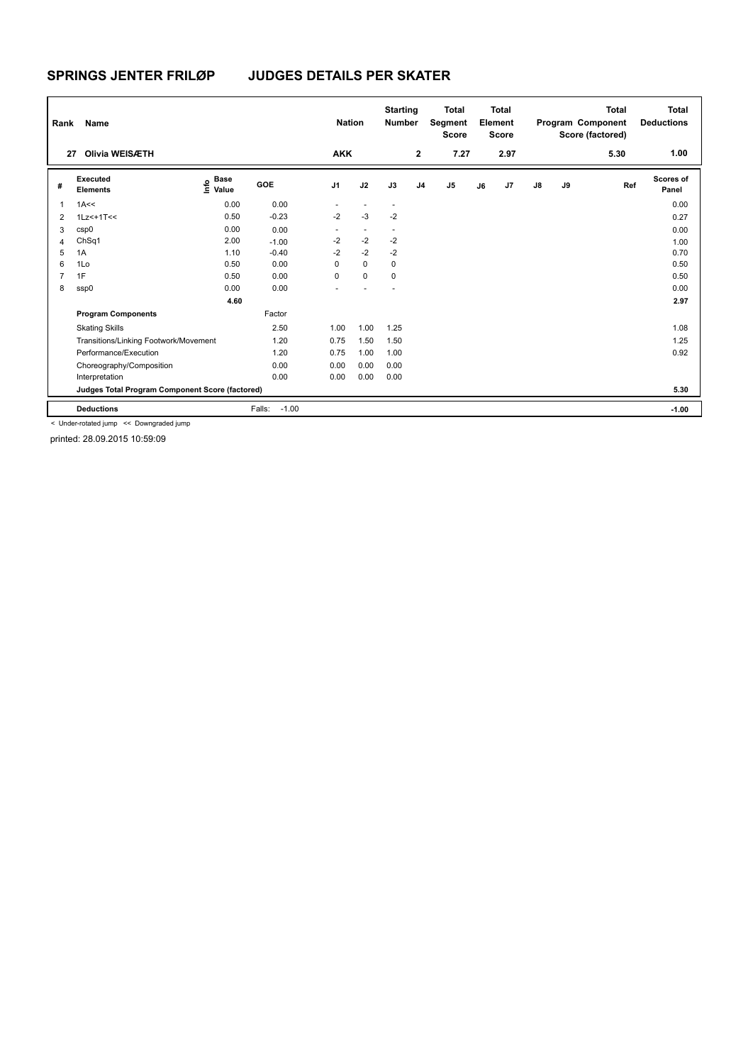## SPRINGS JENTER FRILØP JUDGES DETAILS PER SKATER

| Rank | Name | Nation | Starting Number | Total Segment Score | Total Element Score | Total Program Component Score (factored) | Total Deductions |
|---|---|---|---|---|---|---|---|
| 27 | Olivia WEISÆTH | AKK | 2 | 7.27 | 2.97 | 5.30 | 1.00 |

| # | Executed Elements | Info | Base Value | GOE | J1 | J2 | J3 | J4 | J5 | J6 | J7 | J8 | J9 | Ref | Scores of Panel |
|---|---|---|---|---|---|---|---|---|---|---|---|---|---|---|---|
| 1 | 1A<< | | 0.00 | 0.00 | - | - | - | | | | | | | | 0.00 |
| 2 | 1Lz<+1T<< | | 0.50 | -0.23 | -2 | -3 | -2 | | | | | | | | 0.27 |
| 3 | csp0 | | 0.00 | 0.00 | - | - | - | | | | | | | | 0.00 |
| 4 | ChSq1 | | 2.00 | -1.00 | -2 | -2 | -2 | | | | | | | | 1.00 |
| 5 | 1A | | 1.10 | -0.40 | -2 | -2 | -2 | | | | | | | | 0.70 |
| 6 | 1Lo | | 0.50 | 0.00 | 0 | 0 | 0 | | | | | | | | 0.50 |
| 7 | 1F | | 0.50 | 0.00 | 0 | 0 | 0 | | | | | | | | 0.50 |
| 8 | ssp0 | | 0.00 | 0.00 | - | - | - | | | | | | | | 0.00 |
| | | | 4.60 | | | | | | | | | | | | 2.97 |
| | **Program Components** | | | Factor | | | | | | | | | | | |
| | Skating Skills | | | 2.50 | 1.00 | 1.00 | 1.25 | | | | | | | | 1.08 |
| | Transitions/Linking Footwork/Movement | | | 1.20 | 0.75 | 1.50 | 1.50 | | | | | | | | 1.25 |
| | Performance/Execution | | | 1.20 | 0.75 | 1.00 | 1.00 | | | | | | | | 0.92 |
| | Choreography/Composition | | | 0.00 | 0.00 | 0.00 | 0.00 | | | | | | | | |
| | Interpretation | | | 0.00 | 0.00 | 0.00 | 0.00 | | | | | | | | |
| | **Judges Total Program Component Score (factored)** | | | | | | | | | | | | | | 5.30 |
| | **Deductions** | | | Falls: -1.00 | | | | | | | | | | | -1.00 |

< Under-rotated jump << Downgraded jump

printed: 28.09.2015 10:59:09